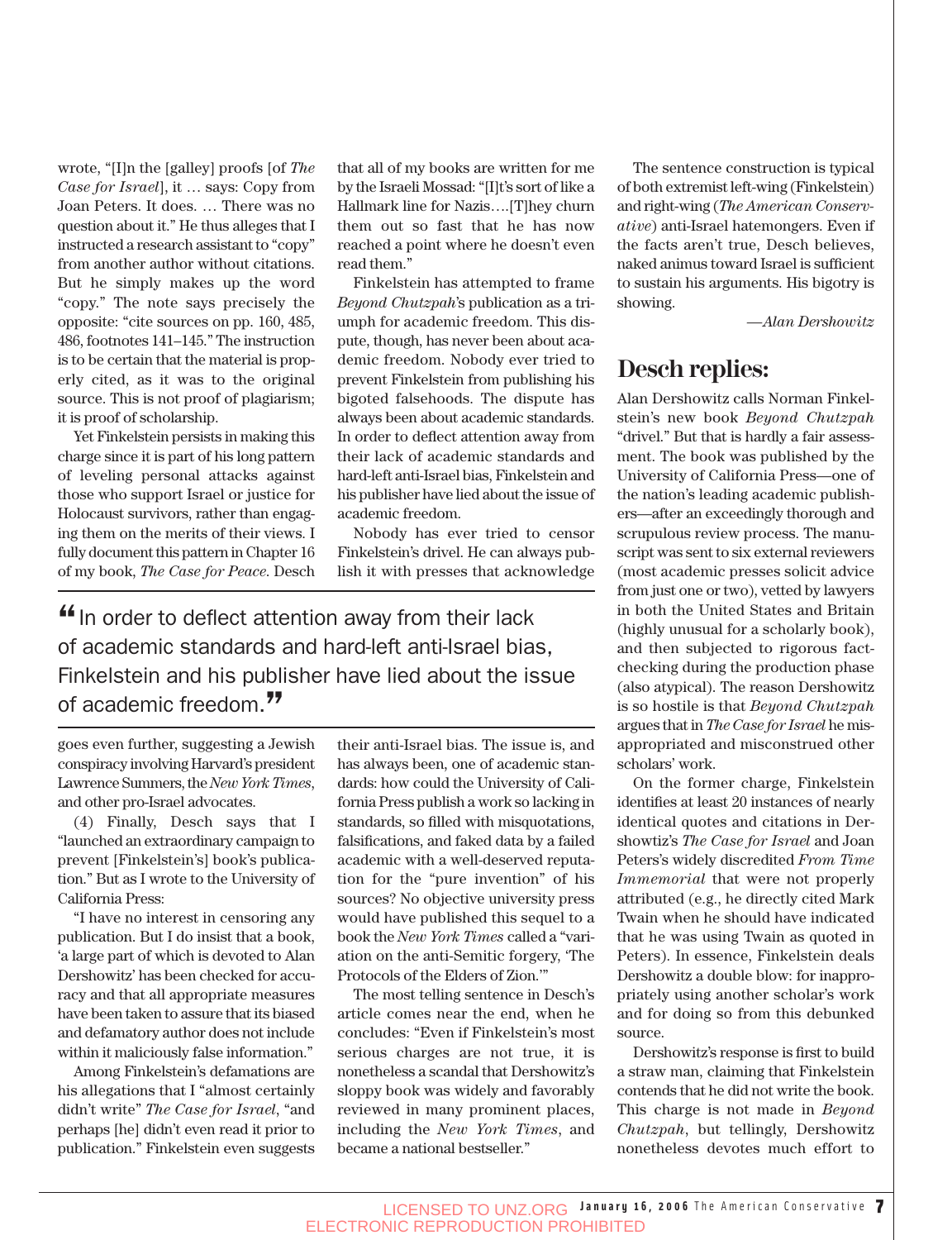wrote, "[I]n the [galley] proofs [of *The Case for Israel*], it … says: Copy from Joan Peters. It does. … There was no question about it." He thus alleges that I instructed a research assistant to "copy" from another author without citations. But he simply makes up the word "copy." The note says precisely the opposite: "cite sources on pp. 160, 485, 486, footnotes 141–145." The instruction is to be certain that the material is properly cited, as it was to the original source. This is not proof of plagiarism; it is proof of scholarship.

Yet Finkelstein persists in making this charge since it is part of his long pattern of leveling personal attacks against those who support Israel or justice for Holocaust survivors, rather than engaging them on the merits of their views. I fully document this pattern in Chapter 16 of my book, *The Case for Peace*. Desch goes even further, suggesting a Jewish conspiracy involving Harvard's president Lawrence Summers, the *New York Times*, and other pro-Israel advocates.

(4) Finally, Desch says that I "launched an extraordinary campaign to prevent [Finkelstein's] book's publication." But as I wrote to the University of California Press:

"I have no interest in censoring any publication. But I do insist that a book, 'a large part of which is devoted to Alan Dershowitz' has been checked for accuracy and that all appropriate measures have been taken to assure that its biased and defamatory author does not include within it maliciously false information."

Among Finkelstein's defamations are his allegations that I "almost certainly didn't write" *The Case for Israel*, "and perhaps [he] didn't even read it prior to publication." Finkelstein even suggests that all of my books are written for me by the Israeli Mossad: "[I]t's sort of like a Hallmark line for Nazis….[T]hey churn them out so fast that he has now reached a point where he doesn't even read them."

Finkelstein has attempted to frame *Beyond Chutzpah*'s publication as a triumph for academic freedom. This dispute, though, has never been about academic freedom. Nobody ever tried to prevent Finkelstein from publishing his bigoted falsehoods. The dispute has always been about academic standards. In order to deflect attention away from their lack of academic standards and hard-left anti-Israel bias, Finkelstein and his publisher have lied about the issue of academic freedom.

> "In order to deflect attention away from their lack of academic standards and hard-left anti-Israel bias, Finkelstein and his publisher have lied about the issue of academic freedom."

Nobody has ever tried to censor Finkelstein's drivel. He can always publish it with presses that acknowledge their anti-Israel bias. The issue is, and has always been, one of academic standards: how could the University of California Press publish a work so lacking in standards, so filled with misquotations, falsifications, and faked data by a failed academic with a well-deserved reputation for the "pure invention" of his sources? No objective university press would have published this sequel to a book the *New York Times* called a "variation on the anti-Semitic forgery, 'The Protocols of the Elders of Zion.'"

The most telling sentence in Desch's article comes near the end, when he concludes: "Even if Finkelstein's most serious charges are not true, it is nonetheless a scandal that Dershowitz's sloppy book was widely and favorably reviewed in many prominent places, including the *New York Times*, and became a national bestseller."

The sentence construction is typical of both extremist left-wing (Finkelstein) and right-wing (*The American Conservative*) anti-Israel hatemongers. Even if the facts aren't true, Desch believes, naked animus toward Israel is sufficient to sustain his arguments. His bigotry is showing.

—*Alan Dershowitz*

## Desch replies:

Alan Dershowitz calls Norman Finkelstein's new book *Beyond Chutzpah* "drivel." But that is hardly a fair assessment. The book was published by the University of California Press—one of the nation's leading academic publishers—after an exceedingly thorough and scrupulous review process. The manuscript was sent to six external reviewers (most academic presses solicit advice from just one or two), vetted by lawyers in both the United States and Britain (highly unusual for a scholarly book), and then subjected to rigorous fact-checking during the production phase (also atypical). The reason Dershowitz is so hostile is that *Beyond Chutzpah* argues that in *The Case for Israel* he misappropriated and misconstrued other scholars' work.

On the former charge, Finkelstein identifies at least 20 instances of nearly identical quotes and citations in Dershowitz's *The Case for Israel* and Joan Peters's widely discredited *From Time Immemorial* that were not properly attributed (e.g., he directly cited Mark Twain when he should have indicated that he was using Twain as quoted in Peters). In essence, Finkelstein deals Dershowitz a double blow: for inappropriately using another scholar's work and for doing so from this debunked source.

Dershowitz's response is first to build a straw man, claiming that Finkelstein contends that he did not write the book. This charge is not made in *Beyond Chutzpah*, but tellingly, Dershowitz nonetheless devotes much effort to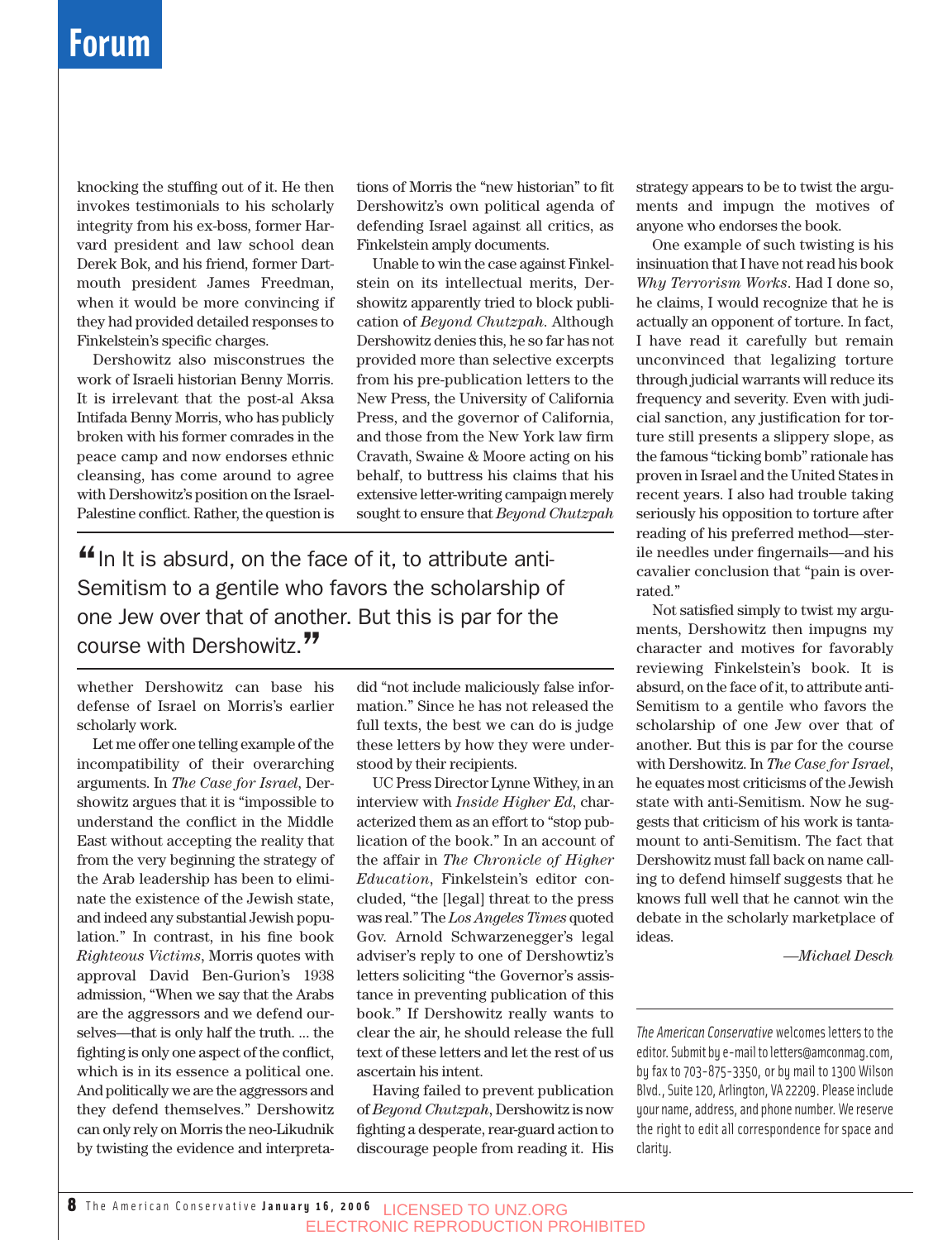knocking the stuffing out of it. He then invokes testimonials to his scholarly integrity from his ex-boss, former Harvard president and law school dean Derek Bok, and his friend, former Dartmouth president James Freedman, when it would be more convincing if they had provided detailed responses to Finkelstein's specific charges.

Dershowitz also misconstrues the work of Israeli historian Benny Morris. It is irrelevant that the post-al Aksa Intifada Benny Morris, who has publicly broken with his former comrades in the peace camp and now endorses ethnic cleansing, has come around to agree with Dershowitz's position on the Israel-Palestine conflict. Rather, the question is whether Dershowitz can base his defense of Israel on Morris's earlier scholarly work.

Let me offer one telling example of the incompatibility of their overarching arguments. In *The Case for Israel*, Dershowitz argues that it is "impossible to understand the conflict in the Middle East without accepting the reality that from the very beginning the strategy of the Arab leadership has been to eliminate the existence of the Jewish state, and indeed any substantial Jewish population." In contrast, in his fine book *Righteous Victims*, Morris quotes with approval David Ben-Gurion's 1938 admission, "When we say that the Arabs are the aggressors and we defend ourselves—that is only half the truth. ... the fighting is only one aspect of the conflict, which is in its essence a political one. And politically we are the aggressors and they defend themselves." Dershowitz can only rely on Morris the neo-Likudnik by twisting the evidence and interpretations of Morris the "new historian" to fit Dershowitz's own political agenda of defending Israel against all critics, as Finkelstein amply documents.

Unable to win the case against Finkelstein on its intellectual merits, Dershowitz apparently tried to block publication of *Beyond Chutzpah*. Although Dershowitz denies this, he so far has not provided more than selective excerpts from his pre-publication letters to the New Press, the University of California Press, and the governor of California, and those from the New York law firm Cravath, Swaine & Moore acting on his behalf, to buttress his claims that his extensive letter-writing campaign merely sought to ensure that *Beyond Chutzpah* did "not include maliciously false information." Since he has not released the full texts, the best we can do is judge these letters by how they were understood by their recipients.

UC Press Director Lynne Withey, in an interview with *Inside Higher Ed*, characterized them as an effort to "stop publication of the book." In an account of the affair in *The Chronicle of Higher Education*, Finkelstein's editor concluded, "the [legal] threat to the press was real." The *Los Angeles Times* quoted Gov. Arnold Schwarzenegger's legal adviser's reply to one of Dershowitz's letters soliciting "the Governor's assistance in preventing publication of this book." If Dershowitz really wants to clear the air, he should release the full text of these letters and let the rest of us ascertain his intent.

Having failed to prevent publication of *Beyond Chutzpah*, Dershowitz is now fighting a desperate, rear-guard action to discourage people from reading it. His strategy appears to be to twist the arguments and impugn the motives of anyone who endorses the book.

One example of such twisting is his insinuation that I have not read his book *Why Terrorism Works*. Had I done so, he claims, I would recognize that he is actually an opponent of torture. In fact, I have read it carefully but remain unconvinced that legalizing torture through judicial warrants will reduce its frequency and severity. Even with judicial sanction, any justification for torture still presents a slippery slope, as the famous "ticking bomb" rationale has proven in Israel and the United States in recent years. I also had trouble taking seriously his opposition to torture after reading of his preferred method—sterile needles under fingernails—and his cavalier conclusion that "pain is overrated."

Not satisfied simply to twist my arguments, Dershowitz then impugns my character and motives for favorably reviewing Finkelstein's book. It is absurd, on the face of it, to attribute anti-Semitism to a gentile who favors the scholarship of one Jew over that of another. But this is par for the course with Dershowitz. In *The Case for Israel*, he equates most criticisms of the Jewish state with anti-Semitism. Now he suggests that criticism of his work is tantamount to anti-Semitism. The fact that Dershowitz must fall back on name calling to defend himself suggests that he knows full well that he cannot win the debate in the scholarly marketplace of ideas.

—*Michael Desch*

---

*The American Conservative* welcomes letters to the editor. Submit by e-mail to letters@amconmag.com, by fax to 703-875-3350, or by mail to 1300 Wilson Blvd., Suite 120, Arlington, VA 22209. Please include your name, address, and phone number. We reserve the right to edit all correspondence for space and clarity.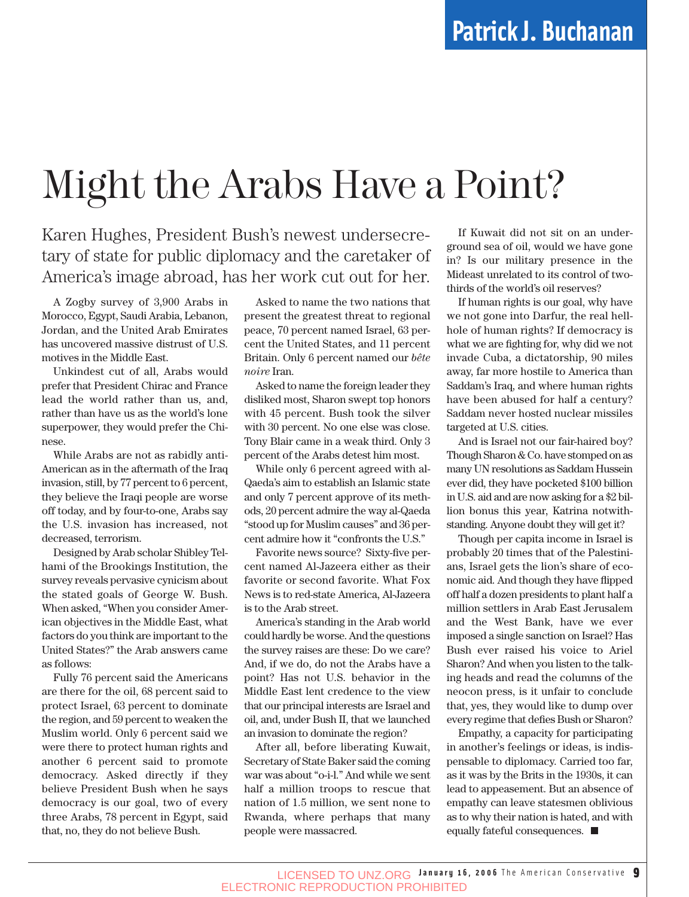Patrick J. Buchanan

# Might the Arabs Have a Point?

Karen Hughes, President Bush's newest undersecretary of state for public diplomacy and the caretaker of America's image abroad, has her work cut out for her.

A Zogby survey of 3,900 Arabs in Morocco, Egypt, Saudi Arabia, Lebanon, Jordan, and the United Arab Emirates has uncovered massive distrust of U.S. motives in the Middle East.

Unkindest cut of all, Arabs would prefer that President Chirac and France lead the world rather than us, and, rather than have us as the world's lone superpower, they would prefer the Chinese.

While Arabs are not as rabidly anti-American as in the aftermath of the Iraq invasion, still, by 77 percent to 6 percent, they believe the Iraqi people are worse off today, and by four-to-one, Arabs say the U.S. invasion has increased, not decreased, terrorism.

Designed by Arab scholar Shibley Telhami of the Brookings Institution, the survey reveals pervasive cynicism about the stated goals of George W. Bush. When asked, "When you consider American objectives in the Middle East, what factors do you think are important to the United States?" the Arab answers came as follows:

Fully 76 percent said the Americans are there for the oil, 68 percent said to protect Israel, 63 percent to dominate the region, and 59 percent to weaken the Muslim world. Only 6 percent said we were there to protect human rights and another 6 percent said to promote democracy. Asked directly if they believe President Bush when he says democracy is our goal, two of every three Arabs, 78 percent in Egypt, said that, no, they do not believe Bush.

Asked to name the two nations that present the greatest threat to regional peace, 70 percent named Israel, 63 percent the United States, and 11 percent Britain. Only 6 percent named our *bête noire* Iran.

Asked to name the foreign leader they disliked most, Sharon swept top honors with 45 percent. Bush took the silver with 30 percent. No one else was close. Tony Blair came in a weak third. Only 3 percent of the Arabs detest him most.

While only 6 percent agreed with al-Qaeda's aim to establish an Islamic state and only 7 percent approve of its methods, 20 percent admire the way al-Qaeda "stood up for Muslim causes" and 36 percent admire how it "confronts the U.S."

Favorite news source? Sixty-five percent named Al-Jazeera either as their favorite or second favorite. What Fox News is to red-state America, Al-Jazeera is to the Arab street.

America's standing in the Arab world could hardly be worse. And the questions the survey raises are these: Do we care? And, if we do, do not the Arabs have a point? Has not U.S. behavior in the Middle East lent credence to the view that our principal interests are Israel and oil, and, under Bush II, that we launched an invasion to dominate the region?

After all, before liberating Kuwait, Secretary of State Baker said the coming war was about "o-i-l." And while we sent half a million troops to rescue that nation of 1.5 million, we sent none to Rwanda, where perhaps that many people were massacred.

If Kuwait did not sit on an underground sea of oil, would we have gone in? Is our military presence in the Mideast unrelated to its control of two-thirds of the world's oil reserves?

If human rights is our goal, why have we not gone into Darfur, the real hell-hole of human rights? If democracy is what we are fighting for, why did we not invade Cuba, a dictatorship, 90 miles away, far more hostile to America than Saddam's Iraq, and where human rights have been abused for half a century? Saddam never hosted nuclear missiles targeted at U.S. cities.

And is Israel not our fair-haired boy? Though Sharon & Co. have stomped on as many UN resolutions as Saddam Hussein ever did, they have pocketed $100 billion in U.S. aid and are now asking for a $2 billion bonus this year, Katrina notwithstanding. Anyone doubt they will get it?

Though per capita income in Israel is probably 20 times that of the Palestinians, Israel gets the lion's share of economic aid. And though they have flipped off half a dozen presidents to plant half a million settlers in Arab East Jerusalem and the West Bank, have we ever imposed a single sanction on Israel? Has Bush ever raised his voice to Ariel Sharon? And when you listen to the talking heads and read the columns of the neocon press, is it unfair to conclude that, yes, they would like to dump over every regime that defies Bush or Sharon?

Empathy, a capacity for participating in another's feelings or ideas, is indispensable to diplomacy. Carried too far, as it was by the Brits in the 1930s, it can lead to appeasement. But an absence of empathy can leave statesmen oblivious as to why their nation is hated, and with equally fateful consequences. ■

LICENSED TO UNZ.ORG
ELECTRONIC REPRODUCTION PROHIBITED